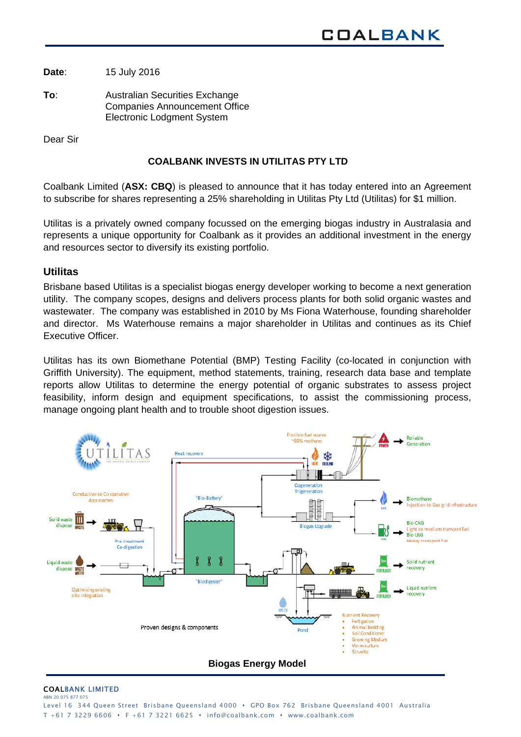**Date**: 15 July 2016

**To**: Australian Securities Exchange
Companies Announcement Office
Electronic Lodgment System

Dear Sir

**COALBANK INVESTS IN UTILITAS PTY LTD**

Coalbank Limited (**ASX: CBQ**) is pleased to announce that it has today entered into an Agreement to subscribe for shares representing a 25% shareholding in Utilitas Pty Ltd (Utilitas) for $1 million.

Utilitas is a privately owned company focussed on the emerging biogas industry in Australasia and represents a unique opportunity for Coalbank as it provides an additional investment in the energy and resources sector to diversify its existing portfolio.

## Utilitas

Brisbane based Utilitas is a specialist biogas energy developer working to become a next generation utility. The company scopes, designs and delivers process plants for both solid organic wastes and wastewater. The company was established in 2010 by Ms Fiona Waterhouse, founding shareholder and director. Ms Waterhouse remains a major shareholder in Utilitas and continues as its Chief Executive Officer.

Utilitas has its own Biomethane Potential (BMP) Testing Facility (co-located in conjunction with Griffith University). The equipment, method statements, training, research data base and template reports allow Utilitas to determine the energy potential of organic substrates to assess project feasibility, inform design and equipment specifications, to assist the commissioning process, manage ongoing plant health and to trouble shoot digestion issues.

**Biogas Energy Model**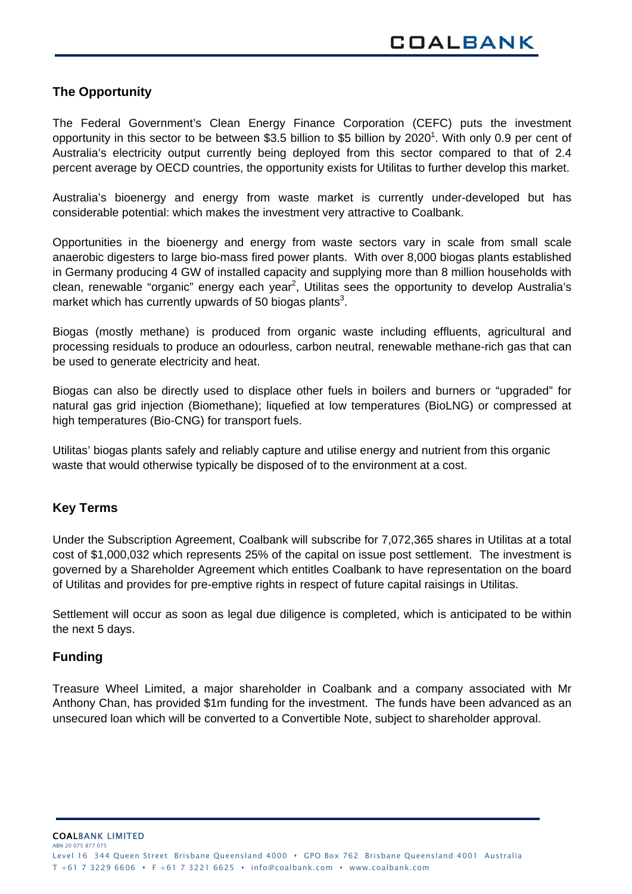## The Opportunity

The Federal Government's Clean Energy Finance Corporation (CEFC) puts the investment opportunity in this sector to be between $3.5 billion to $5 billion by 2020[1]. With only 0.9 per cent of Australia's electricity output currently being deployed from this sector compared to that of 2.4 percent average by OECD countries, the opportunity exists for Utilitas to further develop this market.

Australia's bioenergy and energy from waste market is currently under-developed but has considerable potential: which makes the investment very attractive to Coalbank.

Opportunities in the bioenergy and energy from waste sectors vary in scale from small scale anaerobic digesters to large bio-mass fired power plants. With over 8,000 biogas plants established in Germany producing 4 GW of installed capacity and supplying more than 8 million households with clean, renewable "organic" energy each year[2], Utilitas sees the opportunity to develop Australia's market which has currently upwards of 50 biogas plants[3].

Biogas (mostly methane) is produced from organic waste including effluents, agricultural and processing residuals to produce an odourless, carbon neutral, renewable methane-rich gas that can be used to generate electricity and heat.

Biogas can also be directly used to displace other fuels in boilers and burners or "upgraded" for natural gas grid injection (Biomethane); liquefied at low temperatures (BioLNG) or compressed at high temperatures (Bio-CNG) for transport fuels.

Utilitas' biogas plants safely and reliably capture and utilise energy and nutrient from this organic waste that would otherwise typically be disposed of to the environment at a cost.

## Key Terms

Under the Subscription Agreement, Coalbank will subscribe for 7,072,365 shares in Utilitas at a total cost of $1,000,032 which represents 25% of the capital on issue post settlement. The investment is governed by a Shareholder Agreement which entitles Coalbank to have representation on the board of Utilitas and provides for pre-emptive rights in respect of future capital raisings in Utilitas.

Settlement will occur as soon as legal due diligence is completed, which is anticipated to be within the next 5 days.

## Funding

Treasure Wheel Limited, a major shareholder in Coalbank and a company associated with Mr Anthony Chan, has provided $1m funding for the investment. The funds have been advanced as an unsecured loan which will be converted to a Convertible Note, subject to shareholder approval.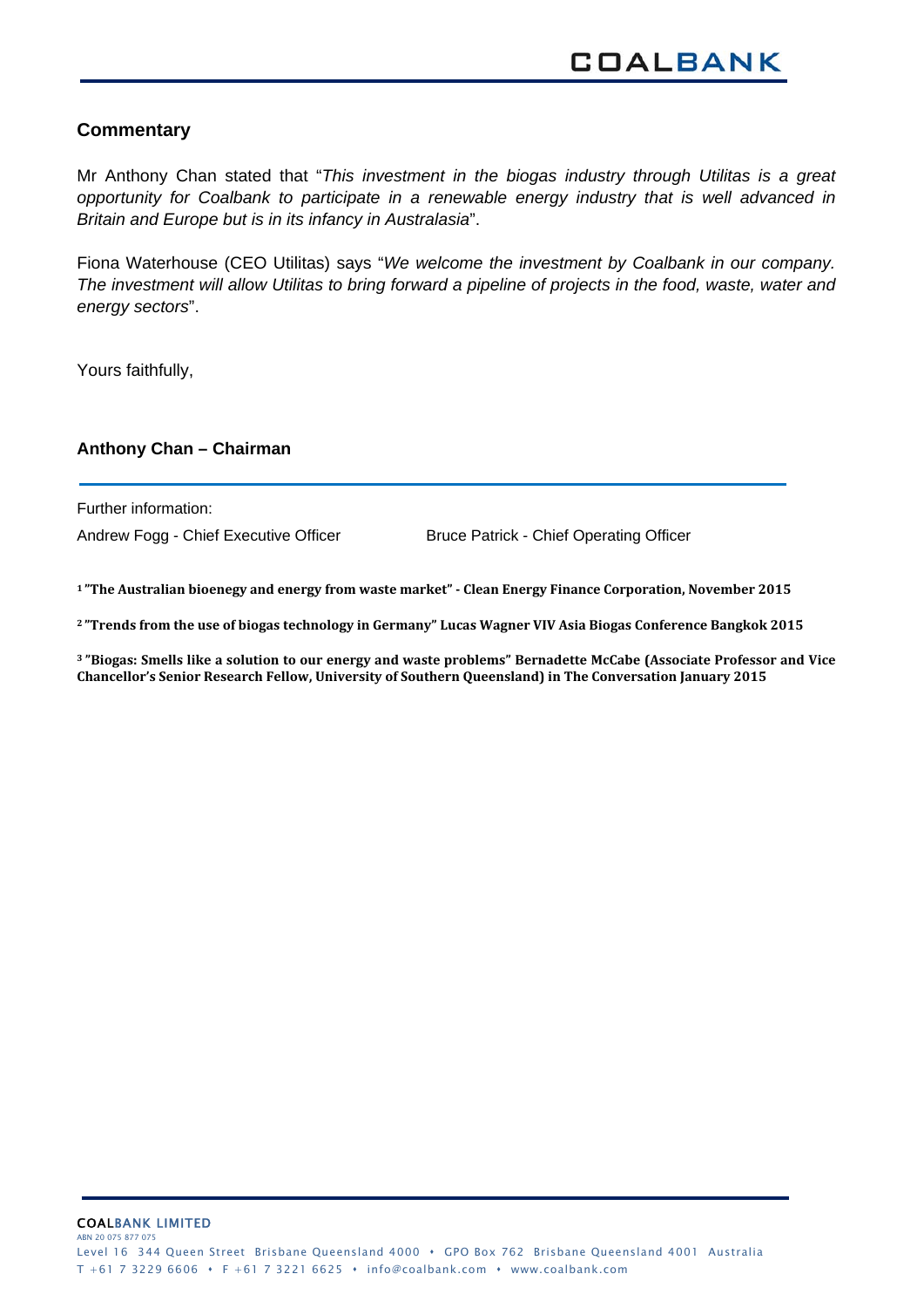## Commentary

Mr Anthony Chan stated that "*This investment in the biogas industry through Utilitas is a great opportunity for Coalbank to participate in a renewable energy industry that is well advanced in Britain and Europe but is in its infancy in Australasia*".

Fiona Waterhouse (CEO Utilitas) says "*We welcome the investment by Coalbank in our company. The investment will allow Utilitas to bring forward a pipeline of projects in the food, waste, water and energy sectors*".

Yours faithfully,

**Anthony Chan – Chairman**

Further information:

Andrew Fogg - Chief Executive Officer

Bruce Patrick - Chief Operating Officer

**[1] "The Australian bioenegy and energy from waste market" - Clean Energy Finance Corporation, November 2015**

**[2] "Trends from the use of biogas technology in Germany" Lucas Wagner VIV Asia Biogas Conference Bangkok 2015**

**[3] "Biogas: Smells like a solution to our energy and waste problems" Bernadette McCabe (Associate Professor and Vice Chancellor's Senior Research Fellow, University of Southern Queensland) in The Conversation January 2015**

COALBANK LIMITED
ABN 20 075 877 075
Level 16 344 Queen Street Brisbane Queensland 4000 • GPO Box 762 Brisbane Queensland 4001 Australia
T +61 7 3229 6606 • F +61 7 3221 6625 • info@coalbank.com • www.coalbank.com